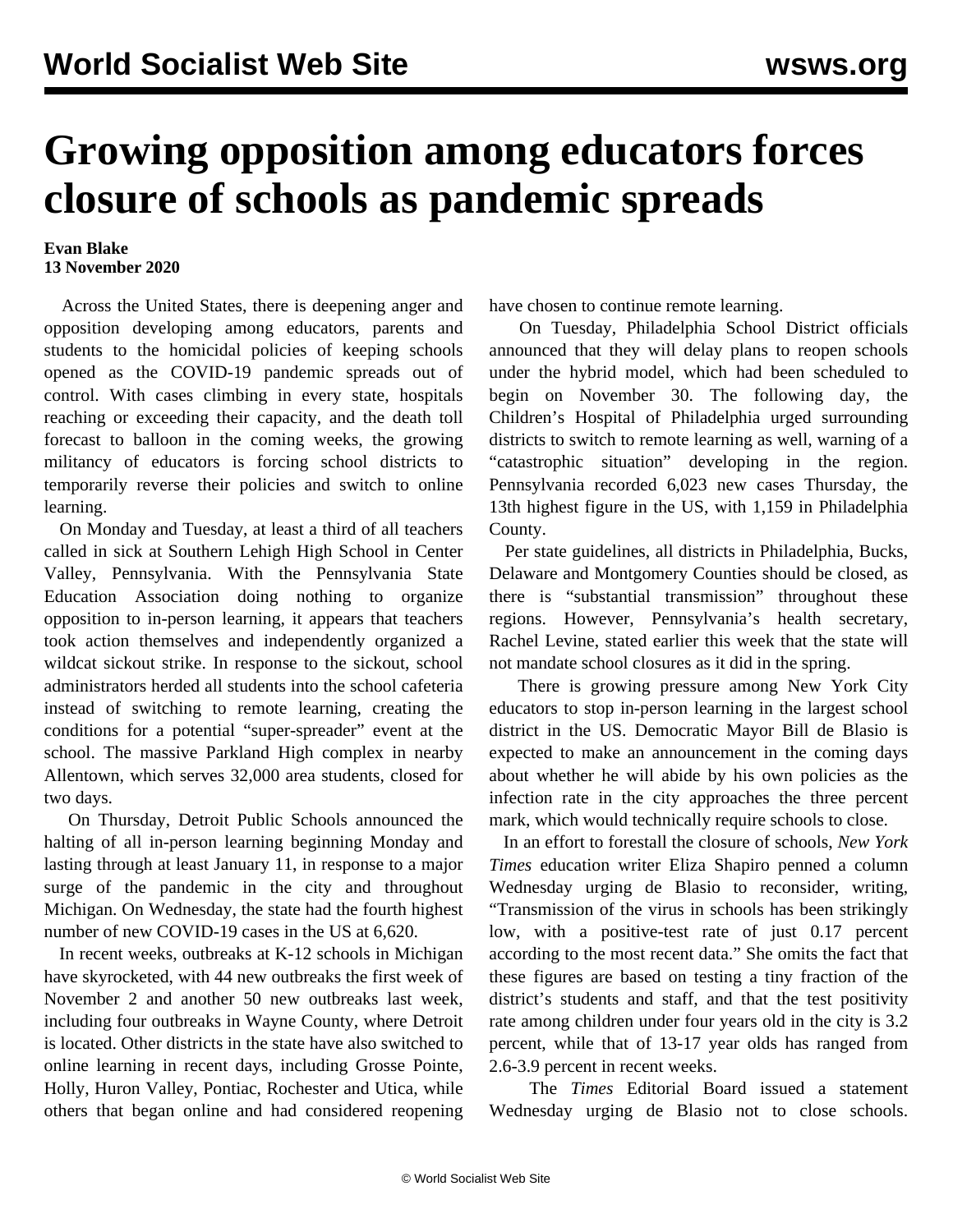# Growing opposition among educators forces closure of schools as pandemic spreads

**Evan Blake**
**13 November 2020**

Across the United States, there is deepening anger and opposition developing among educators, parents and students to the homicidal policies of keeping schools opened as the COVID-19 pandemic spreads out of control. With cases climbing in every state, hospitals reaching or exceeding their capacity, and the death toll forecast to balloon in the coming weeks, the growing militancy of educators is forcing school districts to temporarily reverse their policies and switch to online learning.

On Monday and Tuesday, at least a third of all teachers called in sick at Southern Lehigh High School in Center Valley, Pennsylvania. With the Pennsylvania State Education Association doing nothing to organize opposition to in-person learning, it appears that teachers took action themselves and independently organized a wildcat sickout strike. In response to the sickout, school administrators herded all students into the school cafeteria instead of switching to remote learning, creating the conditions for a potential "super-spreader" event at the school. The massive Parkland High complex in nearby Allentown, which serves 32,000 area students, closed for two days.

On Thursday, Detroit Public Schools announced the halting of all in-person learning beginning Monday and lasting through at least January 11, in response to a major surge of the pandemic in the city and throughout Michigan. On Wednesday, the state had the fourth highest number of new COVID-19 cases in the US at 6,620.

In recent weeks, outbreaks at K-12 schools in Michigan have skyrocketed, with 44 new outbreaks the first week of November 2 and another 50 new outbreaks last week, including four outbreaks in Wayne County, where Detroit is located. Other districts in the state have also switched to online learning in recent days, including Grosse Pointe, Holly, Huron Valley, Pontiac, Rochester and Utica, while others that began online and had considered reopening have chosen to continue remote learning.

On Tuesday, Philadelphia School District officials announced that they will delay plans to reopen schools under the hybrid model, which had been scheduled to begin on November 30. The following day, the Children's Hospital of Philadelphia urged surrounding districts to switch to remote learning as well, warning of a "catastrophic situation" developing in the region. Pennsylvania recorded 6,023 new cases Thursday, the 13th highest figure in the US, with 1,159 in Philadelphia County.

Per state guidelines, all districts in Philadelphia, Bucks, Delaware and Montgomery Counties should be closed, as there is "substantial transmission" throughout these regions. However, Pennsylvania's health secretary, Rachel Levine, stated earlier this week that the state will not mandate school closures as it did in the spring.

There is growing pressure among New York City educators to stop in-person learning in the largest school district in the US. Democratic Mayor Bill de Blasio is expected to make an announcement in the coming days about whether he will abide by his own policies as the infection rate in the city approaches the three percent mark, which would technically require schools to close.

In an effort to forestall the closure of schools, *New York Times* education writer Eliza Shapiro penned a column Wednesday urging de Blasio to reconsider, writing, "Transmission of the virus in schools has been strikingly low, with a positive-test rate of just 0.17 percent according to the most recent data." She omits the fact that these figures are based on testing a tiny fraction of the district's students and staff, and that the test positivity rate among children under four years old in the city is 3.2 percent, while that of 13-17 year olds has ranged from 2.6-3.9 percent in recent weeks.

The *Times* Editorial Board issued a statement Wednesday urging de Blasio not to close schools.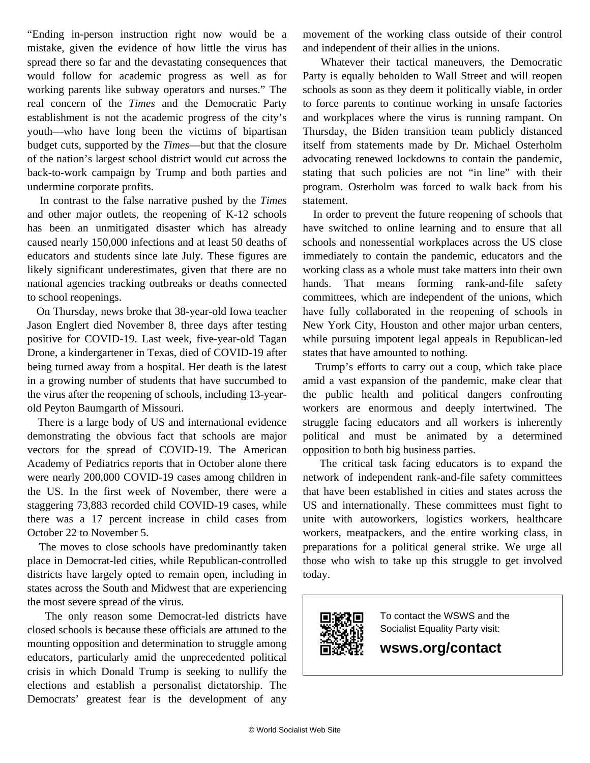"Ending in-person instruction right now would be a mistake, given the evidence of how little the virus has spread there so far and the devastating consequences that would follow for academic progress as well as for working parents like subway operators and nurses." The real concern of the *Times* and the Democratic Party establishment is not the academic progress of the city's youth—who have long been the victims of bipartisan budget cuts, supported by the *Times*—but that the closure of the nation's largest school district would cut across the back-to-work campaign by Trump and both parties and undermine corporate profits.

In contrast to the false narrative pushed by the *Times* and other major outlets, the reopening of K-12 schools has been an unmitigated disaster which has already caused nearly 150,000 infections and at least 50 deaths of educators and students since late July. These figures are likely significant underestimates, given that there are no national agencies tracking outbreaks or deaths connected to school reopenings.

On Thursday, news broke that 38-year-old Iowa teacher Jason Englert died November 8, three days after testing positive for COVID-19. Last week, five-year-old Tagan Drone, a kindergartener in Texas, died of COVID-19 after being turned away from a hospital. Her death is the latest in a growing number of students that have succumbed to the virus after the reopening of schools, including 13-year-old Peyton Baumgarth of Missouri.

There is a large body of US and international evidence demonstrating the obvious fact that schools are major vectors for the spread of COVID-19. The American Academy of Pediatrics reports that in October alone there were nearly 200,000 COVID-19 cases among children in the US. In the first week of November, there were a staggering 73,883 recorded child COVID-19 cases, while there was a 17 percent increase in child cases from October 22 to November 5.

The moves to close schools have predominantly taken place in Democrat-led cities, while Republican-controlled districts have largely opted to remain open, including in states across the South and Midwest that are experiencing the most severe spread of the virus.

The only reason some Democrat-led districts have closed schools is because these officials are attuned to the mounting opposition and determination to struggle among educators, particularly amid the unprecedented political crisis in which Donald Trump is seeking to nullify the elections and establish a personalist dictatorship. The Democrats' greatest fear is the development of any movement of the working class outside of their control and independent of their allies in the unions.

Whatever their tactical maneuvers, the Democratic Party is equally beholden to Wall Street and will reopen schools as soon as they deem it politically viable, in order to force parents to continue working in unsafe factories and workplaces where the virus is running rampant. On Thursday, the Biden transition team publicly distanced itself from statements made by Dr. Michael Osterholm advocating renewed lockdowns to contain the pandemic, stating that such policies are not "in line" with their program. Osterholm was forced to walk back from his statement.

In order to prevent the future reopening of schools that have switched to online learning and to ensure that all schools and nonessential workplaces across the US close immediately to contain the pandemic, educators and the working class as a whole must take matters into their own hands. That means forming rank-and-file safety committees, which are independent of the unions, which have fully collaborated in the reopening of schools in New York City, Houston and other major urban centers, while pursuing impotent legal appeals in Republican-led states that have amounted to nothing.

Trump's efforts to carry out a coup, which take place amid a vast expansion of the pandemic, make clear that the public health and political dangers confronting workers are enormous and deeply intertwined. The struggle facing educators and all workers is inherently political and must be animated by a determined opposition to both big business parties.

The critical task facing educators is to expand the network of independent rank-and-file safety committees that have been established in cities and states across the US and internationally. These committees must fight to unite with autoworkers, logistics workers, healthcare workers, meatpackers, and the entire working class, in preparations for a political general strike. We urge all those who wish to take up this struggle to get involved today.

To contact the WSWS and the Socialist Equality Party visit:

**wsws.org/contact**